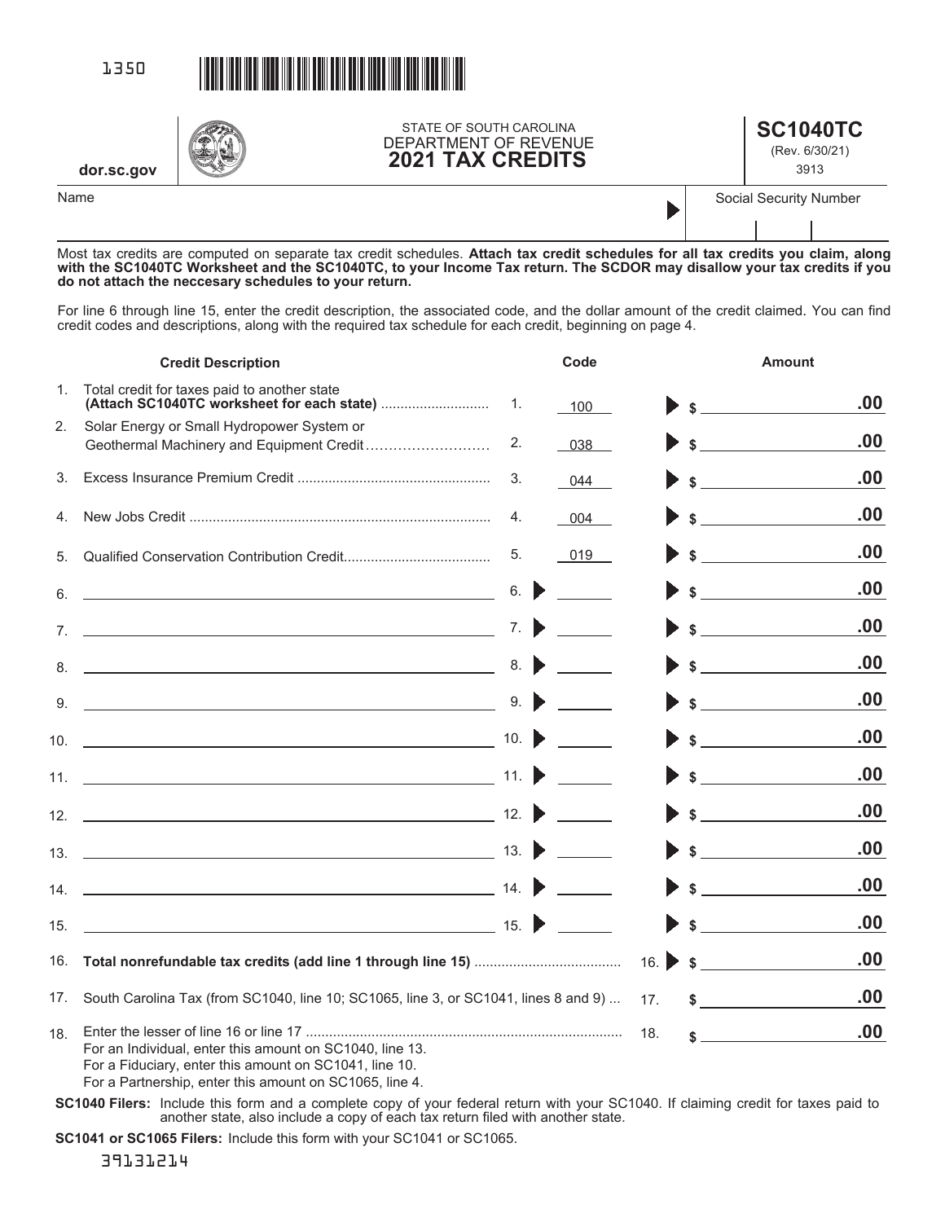1350

dor.sc.gov

STATE OF SOUTH CAROLINA
DEPARTMENT OF REVENUE

# 2021 TAX CREDITS

**SC1040TC**
(Rev. 6/30/21)
3913

| Name | Social Security Number |
|---|---|
| | |

Most tax credits are computed on separate tax credit schedules. **Attach tax credit schedules for all tax credits you claim, along with the SC1040TC Worksheet and the SC1040TC, to your Income Tax return. The SCDOR may disallow your tax credits if you do not attach the neccesary schedules to your return.**

For line 6 through line 15, enter the credit description, the associated code, and the dollar amount of the credit claimed. You can find credit codes and descriptions, along with the required tax schedule for each credit, beginning on page 4.

| | Credit Description | | Code | Amount |
|---|---|---|---|---|
| 1. | Total credit for taxes paid to another state **(Attach SC1040TC worksheet for each state)** | 1. | 100 | $ .00 |
| 2. | Solar Energy or Small Hydropower System or Geothermal Machinery and Equipment Credit | 2. | 038 | $ .00 |
| 3. | Excess Insurance Premium Credit | 3. | 044 | $ .00 |
| 4. | New Jobs Credit | 4. | 004 | $ .00 |
| 5. | Qualified Conservation Contribution Credit | 5. | 019 | $ .00 |
| 6. | | 6. | | $ .00 |
| 7. | | 7. | | $ .00 |
| 8. | | 8. | | $ .00 |
| 9. | | 9. | | $ .00 |
| 10. | | 10. | | $ .00 |
| 11. | | 11. | | $ .00 |
| 12. | | 12. | | $ .00 |
| 13. | | 13. | | $ .00 |
| 14. | | 14. | | $ .00 |
| 15. | | 15. | | $ .00 |
| 16. | **Total nonrefundable tax credits (add line 1 through line 15)** | 16. | | $ .00 |
| 17. | South Carolina Tax (from SC1040, line 10; SC1065, line 3, or SC1041, lines 8 and 9) | 17. | | $ .00 |
| 18. | Enter the lesser of line 16 or line 17<br>For an Individual, enter this amount on SC1040, line 13.<br>For a Fiduciary, enter this amount on SC1041, line 10.<br>For a Partnership, enter this amount on SC1065, line 4. | 18. | | $ .00 |

**SC1040 Filers:** Include this form and a complete copy of your federal return with your SC1040. If claiming credit for taxes paid to another state, also include a copy of each tax return filed with another state.

**SC1041 or SC1065 Filers:** Include this form with your SC1041 or SC1065.

39131214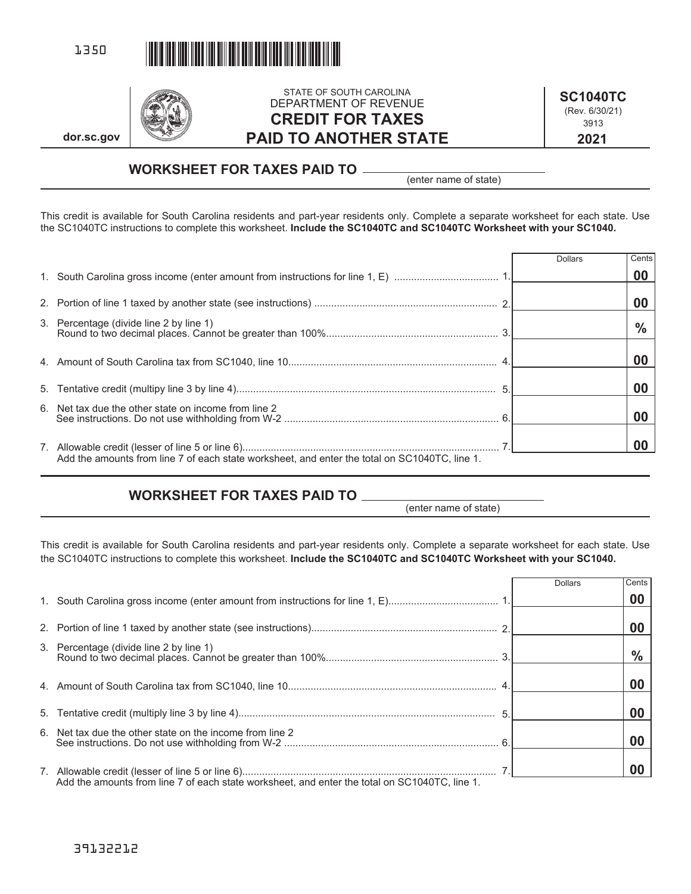1350

dor.sc.gov

STATE OF SOUTH CAROLINA
DEPARTMENT OF REVENUE

# CREDIT FOR TAXES PAID TO ANOTHER STATE

**SC1040TC**
(Rev. 6/30/21)
3913
**2021**

## WORKSHEET FOR TAXES PAID TO ______________
(enter name of state)

This credit is available for South Carolina residents and part-year residents only. Complete a separate worksheet for each state. Use the SC1040TC instructions to complete this worksheet. **Include the SC1040TC and SC1040TC Worksheet with your SC1040.**

| | | Dollars | Cents |
|---|---|---|---|
| 1. South Carolina gross income (enter amount from instructions for line 1, E) | 1. | | 00 |
| 2. Portion of line 1 taxed by another state (see instructions) | 2. | | 00 |
| 3. Percentage (divide line 2 by line 1) Round to two decimal places. Cannot be greater than 100% | 3. | | % |
| 4. Amount of South Carolina tax from SC1040, line 10 | 4. | | 00 |
| 5. Tentative credit (multipy line 3 by line 4) | 5. | | 00 |
| 6. Net tax due the other state on income from line 2 See instructions. Do not use withholding from W-2 | 6. | | 00 |
| 7. Allowable credit (lesser of line 5 or line 6) | 7. | | 00 |

Add the amounts from line 7 of each state worksheet, and enter the total on SC1040TC, line 1.

## WORKSHEET FOR TAXES PAID TO ______________
(enter name of state)

This credit is available for South Carolina residents and part-year residents only. Complete a separate worksheet for each state. Use the SC1040TC instructions to complete this worksheet. **Include the SC1040TC and SC1040TC Worksheet with your SC1040.**

| | | Dollars | Cents |
|---|---|---|---|
| 1. South Carolina gross income (enter amount from instructions for line 1, E) | 1. | | 00 |
| 2. Portion of line 1 taxed by another state (see instructions) | 2. | | 00 |
| 3. Percentage (divide line 2 by line 1) Round to two decimal places. Cannot be greater than 100% | 3. | | % |
| 4. Amount of South Carolina tax from SC1040, line 10 | 4. | | 00 |
| 5. Tentative credit (multiply line 3 by line 4) | 5. | | 00 |
| 6. Net tax due the other state on the income from line 2 See instructions. Do not use withholding from W-2 | 6. | | 00 |
| 7. Allowable credit (lesser of line 5 or line 6) | 7. | | 00 |

Add the amounts from line 7 of each state worksheet, and enter the total on SC1040TC, line 1.

39132212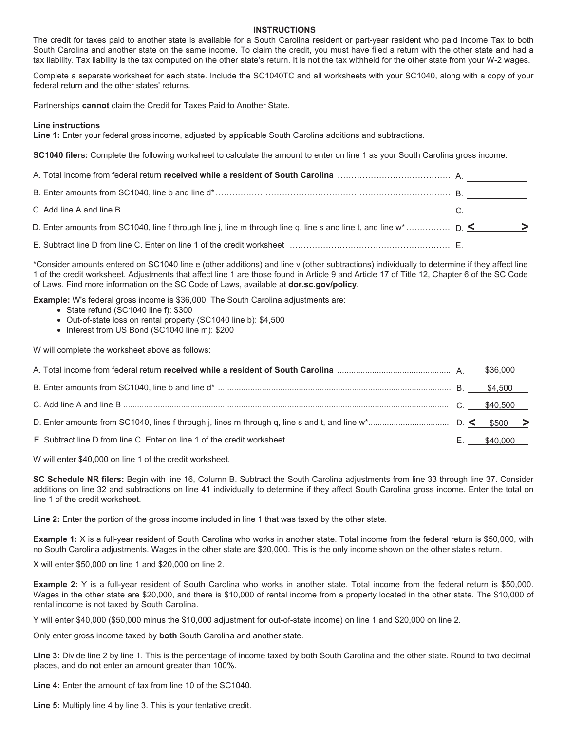## INSTRUCTIONS

The credit for taxes paid to another state is available for a South Carolina resident or part-year resident who paid Income Tax to both South Carolina and another state on the same income. To claim the credit, you must have filed a return with the other state and had a tax liability. Tax liability is the tax computed on the other state's return. It is not the tax withheld for the other state from your W-2 wages.

Complete a separate worksheet for each state. Include the SC1040TC and all worksheets with your SC1040, along with a copy of your federal return and the other states' returns.

Partnerships **cannot** claim the Credit for Taxes Paid to Another State.

### Line instructions

**Line 1:** Enter your federal gross income, adjusted by applicable South Carolina additions and subtractions.

**SC1040 filers:** Complete the following worksheet to calculate the amount to enter on line 1 as your South Carolina gross income.

| | | |
|---|---|---|
| A. Total income from federal return **received while a resident of South Carolina** | A. | |
| B. Enter amounts from SC1040, line b and line d* | B. | |
| C. Add line A and line B | C. | |
| D. Enter amounts from SC1040, line f through line j, line m through line q, line s and line t, and line w* | D. | < > |
| E. Subtract line D from line C. Enter on line 1 of the credit worksheet | E. | |

*Consider amounts entered on SC1040 line e (other additions) and line v (other subtractions) individually to determine if they affect line 1 of the credit worksheet. Adjustments that affect line 1 are those found in Article 9 and Article 17 of Title 12, Chapter 6 of the SC Code of Laws. Find more information on the SC Code of Laws, available at **dor.sc.gov/policy.**

**Example:** W's federal gross income is $36,000. The South Carolina adjustments are:

- State refund (SC1040 line f): $300
- Out-of-state loss on rental property (SC1040 line b): $4,500
- Interest from US Bond (SC1040 line m): $200

W will complete the worksheet above as follows:

| | | |
|---|---|---|
| A. Total income from federal return **received while a resident of South Carolina** | A. | $36,000 |
| B. Enter amounts from SC1040, line b and line d* | B. | $4,500 |
| C. Add line A and line B | C. | $40,500 |
| D. Enter amounts from SC1040, lines f through j, lines m through q, line s and t, and line w* | D. | < $500 > |
| E. Subtract line D from line C. Enter on line 1 of the credit worksheet | E. | $40,000 |

W will enter $40,000 on line 1 of the credit worksheet.

**SC Schedule NR filers:** Begin with line 16, Column B. Subtract the South Carolina adjustments from line 33 through line 37. Consider additions on line 32 and subtractions on line 41 individually to determine if they affect South Carolina gross income. Enter the total on line 1 of the credit worksheet.

**Line 2:** Enter the portion of the gross income included in line 1 that was taxed by the other state.

**Example 1:** X is a full-year resident of South Carolina who works in another state. Total income from the federal return is $50,000, with no South Carolina adjustments. Wages in the other state are $20,000. This is the only income shown on the other state's return.

X will enter $50,000 on line 1 and $20,000 on line 2.

**Example 2:** Y is a full-year resident of South Carolina who works in another state. Total income from the federal return is $50,000. Wages in the other state are $20,000, and there is $10,000 of rental income from a property located in the other state. The $10,000 of rental income is not taxed by South Carolina.

Y will enter $40,000 ($50,000 minus the $10,000 adjustment for out-of-state income) on line 1 and $20,000 on line 2.

Only enter gross income taxed by **both** South Carolina and another state.

**Line 3:** Divide line 2 by line 1. This is the percentage of income taxed by both South Carolina and the other state. Round to two decimal places, and do not enter an amount greater than 100%.

**Line 4:** Enter the amount of tax from line 10 of the SC1040.

**Line 5:** Multiply line 4 by line 3. This is your tentative credit.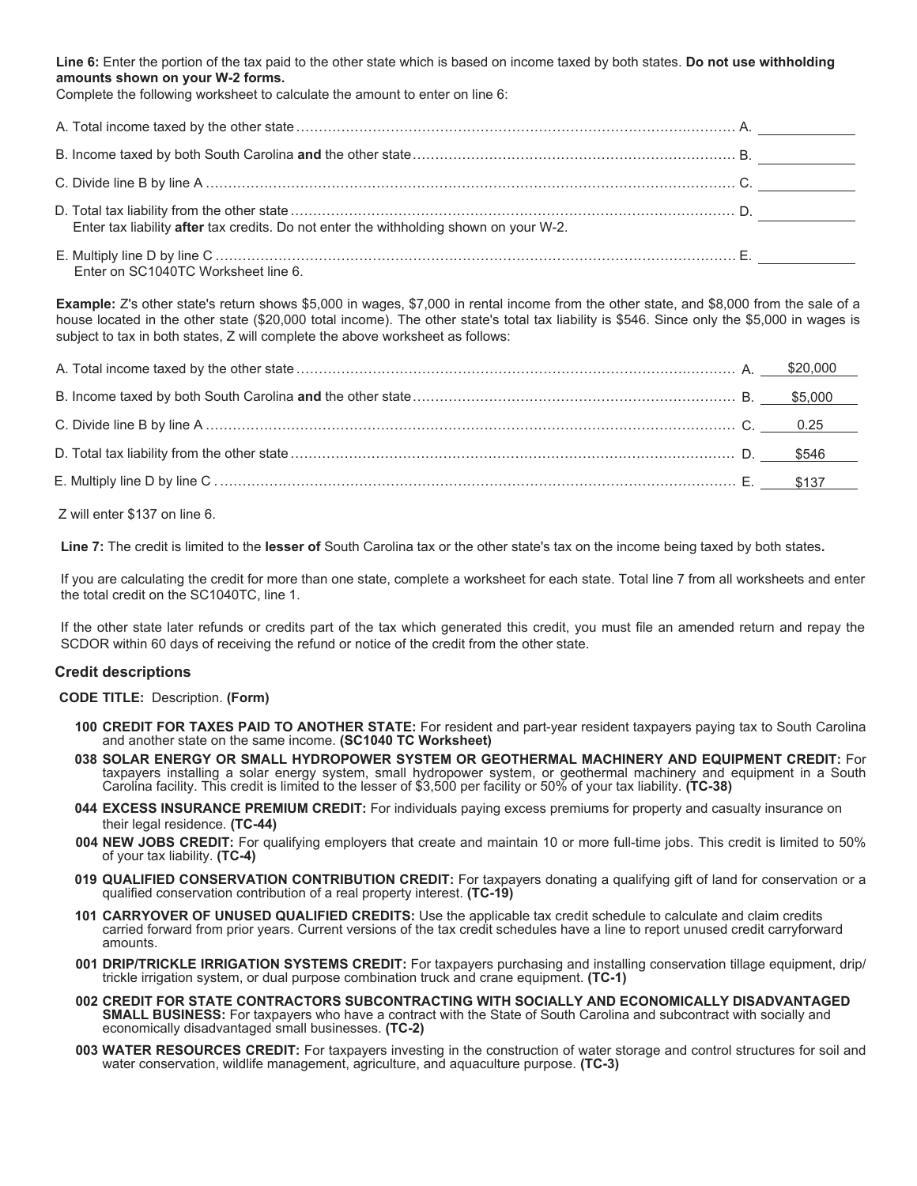**Line 6:** Enter the portion of the tax paid to the other state which is based on income taxed by both states. **Do not use withholding amounts shown on your W-2 forms.**

Complete the following worksheet to calculate the amount to enter on line 6:

A. Total income taxed by the other state .......... A. \_\_\_\_\_\_\_\_\_\_

B. Income taxed by both South Carolina **and** the other state .......... B. \_\_\_\_\_\_\_\_\_\_

C. Divide line B by line A .......... C. \_\_\_\_\_\_\_\_\_\_

D. Total tax liability from the other state .......... D. \_\_\_\_\_\_\_\_\_\_
Enter tax liability **after** tax credits. Do not enter the withholding shown on your W-2.

E. Multiply line D by line C .......... E. \_\_\_\_\_\_\_\_\_\_
Enter on SC1040TC Worksheet line 6.

**Example:** Z's other state's return shows $5,000 in wages, $7,000 in rental income from the other state, and $8,000 from the sale of a house located in the other state ($20,000 total income). The other state's total tax liability is $546. Since only the $5,000 in wages is subject to tax in both states, Z will complete the above worksheet as follows:

A. Total income taxed by the other state .......... A. $20,000

B. Income taxed by both South Carolina **and** the other state .......... B. $5,000

C. Divide line B by line A .......... C. 0.25

D. Total tax liability from the other state .......... D. $546

E. Multiply line D by line C .......... E. $137

Z will enter $137 on line 6.

**Line 7:** The credit is limited to the **lesser of** South Carolina tax or the other state's tax on the income being taxed by both states**.**

If you are calculating the credit for more than one state, complete a worksheet for each state. Total line 7 from all worksheets and enter the total credit on the SC1040TC, line 1.

If the other state later refunds or credits part of the tax which generated this credit, you must file an amended return and repay the SCDOR within 60 days of receiving the refund or notice of the credit from the other state.

### Credit descriptions

**CODE TITLE:** Description. **(Form)**

**100 CREDIT FOR TAXES PAID TO ANOTHER STATE:** For resident and part-year resident taxpayers paying tax to South Carolina and another state on the same income. **(SC1040 TC Worksheet)**

**038 SOLAR ENERGY OR SMALL HYDROPOWER SYSTEM OR GEOTHERMAL MACHINERY AND EQUIPMENT CREDIT:** For taxpayers installing a solar energy system, small hydropower system, or geothermal machinery and equipment in a South Carolina facility. This credit is limited to the lesser of $3,500 per facility or 50% of your tax liability. **(TC-38)**

**044 EXCESS INSURANCE PREMIUM CREDIT:** For individuals paying excess premiums for property and casualty insurance on their legal residence. **(TC-44)**

**004 NEW JOBS CREDIT:** For qualifying employers that create and maintain 10 or more full-time jobs. This credit is limited to 50% of your tax liability. **(TC-4)**

**019 QUALIFIED CONSERVATION CONTRIBUTION CREDIT:** For taxpayers donating a qualifying gift of land for conservation or a qualified conservation contribution of a real property interest. **(TC-19)**

**101 CARRYOVER OF UNUSED QUALIFIED CREDITS:** Use the applicable tax credit schedule to calculate and claim credits carried forward from prior years. Current versions of the tax credit schedules have a line to report unused credit carryforward amounts.

**001 DRIP/TRICKLE IRRIGATION SYSTEMS CREDIT:** For taxpayers purchasing and installing conservation tillage equipment, drip/trickle irrigation system, or dual purpose combination truck and crane equipment. **(TC-1)**

**002 CREDIT FOR STATE CONTRACTORS SUBCONTRACTING WITH SOCIALLY AND ECONOMICALLY DISADVANTAGED SMALL BUSINESS:** For taxpayers who have a contract with the State of South Carolina and subcontract with socially and economically disadvantaged small businesses. **(TC-2)**

**003 WATER RESOURCES CREDIT:** For taxpayers investing in the construction of water storage and control structures for soil and water conservation, wildlife management, agriculture, and aquaculture purpose. **(TC-3)**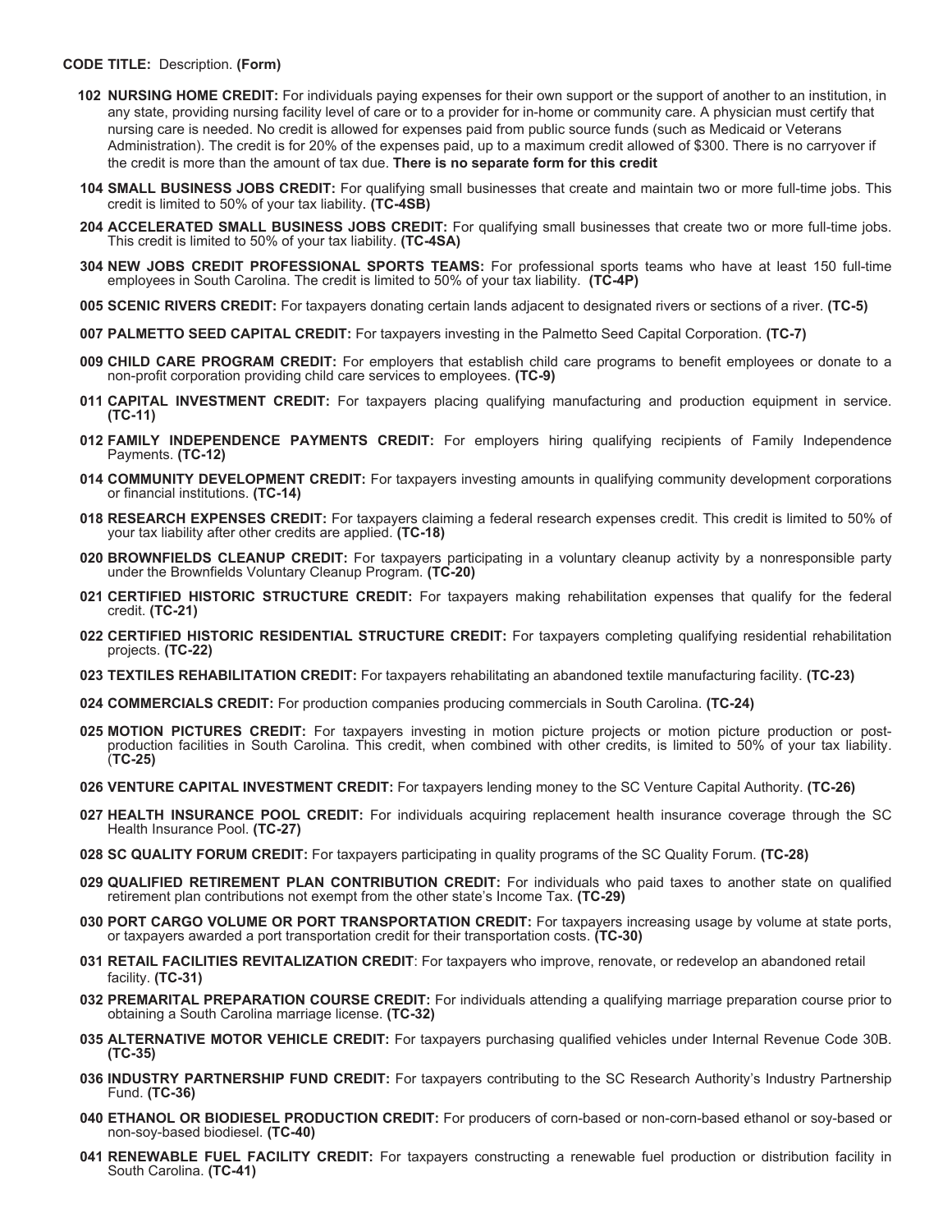**CODE TITLE:** Description. **(Form)**

**102 NURSING HOME CREDIT:** For individuals paying expenses for their own support or the support of another to an institution, in any state, providing nursing facility level of care or to a provider for in-home or community care. A physician must certify that nursing care is needed. No credit is allowed for expenses paid from public source funds (such as Medicaid or Veterans Administration). The credit is for 20% of the expenses paid, up to a maximum credit allowed of $300. There is no carryover if the credit is more than the amount of tax due. **There is no separate form for this credit**

**104 SMALL BUSINESS JOBS CREDIT:** For qualifying small businesses that create and maintain two or more full-time jobs. This credit is limited to 50% of your tax liability. **(TC-4SB)**

**204 ACCELERATED SMALL BUSINESS JOBS CREDIT:** For qualifying small businesses that create two or more full-time jobs. This credit is limited to 50% of your tax liability. **(TC-4SA)**

**304 NEW JOBS CREDIT PROFESSIONAL SPORTS TEAMS:** For professional sports teams who have at least 150 full-time employees in South Carolina. The credit is limited to 50% of your tax liability. **(TC-4P)**

**005 SCENIC RIVERS CREDIT:** For taxpayers donating certain lands adjacent to designated rivers or sections of a river. **(TC-5)**

**007 PALMETTO SEED CAPITAL CREDIT:** For taxpayers investing in the Palmetto Seed Capital Corporation. **(TC-7)**

**009 CHILD CARE PROGRAM CREDIT:** For employers that establish child care programs to benefit employees or donate to a non-profit corporation providing child care services to employees. **(TC-9)**

**011 CAPITAL INVESTMENT CREDIT:** For taxpayers placing qualifying manufacturing and production equipment in service. **(TC-11)**

**012 FAMILY INDEPENDENCE PAYMENTS CREDIT:** For employers hiring qualifying recipients of Family Independence Payments. **(TC-12)**

**014 COMMUNITY DEVELOPMENT CREDIT:** For taxpayers investing amounts in qualifying community development corporations or financial institutions. **(TC-14)**

**018 RESEARCH EXPENSES CREDIT:** For taxpayers claiming a federal research expenses credit. This credit is limited to 50% of your tax liability after other credits are applied. **(TC-18)**

**020 BROWNFIELDS CLEANUP CREDIT:** For taxpayers participating in a voluntary cleanup activity by a nonresponsible party under the Brownfields Voluntary Cleanup Program. **(TC-20)**

**021 CERTIFIED HISTORIC STRUCTURE CREDIT:** For taxpayers making rehabilitation expenses that qualify for the federal credit. **(TC-21)**

**022 CERTIFIED HISTORIC RESIDENTIAL STRUCTURE CREDIT:** For taxpayers completing qualifying residential rehabilitation projects. **(TC-22)**

**023 TEXTILES REHABILITATION CREDIT:** For taxpayers rehabilitating an abandoned textile manufacturing facility. **(TC-23)**

**024 COMMERCIALS CREDIT:** For production companies producing commercials in South Carolina. **(TC-24)**

**025 MOTION PICTURES CREDIT:** For taxpayers investing in motion picture projects or motion picture production or post-production facilities in South Carolina. This credit, when combined with other credits, is limited to 50% of your tax liability. (**TC-25)**

**026 VENTURE CAPITAL INVESTMENT CREDIT:** For taxpayers lending money to the SC Venture Capital Authority. **(TC-26)**

**027 HEALTH INSURANCE POOL CREDIT:** For individuals acquiring replacement health insurance coverage through the SC Health Insurance Pool. **(TC-27)**

**028 SC QUALITY FORUM CREDIT:** For taxpayers participating in quality programs of the SC Quality Forum. **(TC-28)**

**029 QUALIFIED RETIREMENT PLAN CONTRIBUTION CREDIT:** For individuals who paid taxes to another state on qualified retirement plan contributions not exempt from the other state's Income Tax. **(TC-29)**

**030 PORT CARGO VOLUME OR PORT TRANSPORTATION CREDIT:** For taxpayers increasing usage by volume at state ports, or taxpayers awarded a port transportation credit for their transportation costs. **(TC-30)**

**031 RETAIL FACILITIES REVITALIZATION CREDIT**: For taxpayers who improve, renovate, or redevelop an abandoned retail facility. **(TC-31)**

**032 PREMARITAL PREPARATION COURSE CREDIT:** For individuals attending a qualifying marriage preparation course prior to obtaining a South Carolina marriage license. **(TC-32)**

**035 ALTERNATIVE MOTOR VEHICLE CREDIT:** For taxpayers purchasing qualified vehicles under Internal Revenue Code 30B. **(TC-35)**

**036 INDUSTRY PARTNERSHIP FUND CREDIT:** For taxpayers contributing to the SC Research Authority's Industry Partnership Fund. **(TC-36)**

**040 ETHANOL OR BIODIESEL PRODUCTION CREDIT:** For producers of corn-based or non-corn-based ethanol or soy-based or non-soy-based biodiesel. **(TC-40)**

**041 RENEWABLE FUEL FACILITY CREDIT:** For taxpayers constructing a renewable fuel production or distribution facility in South Carolina. **(TC-41)**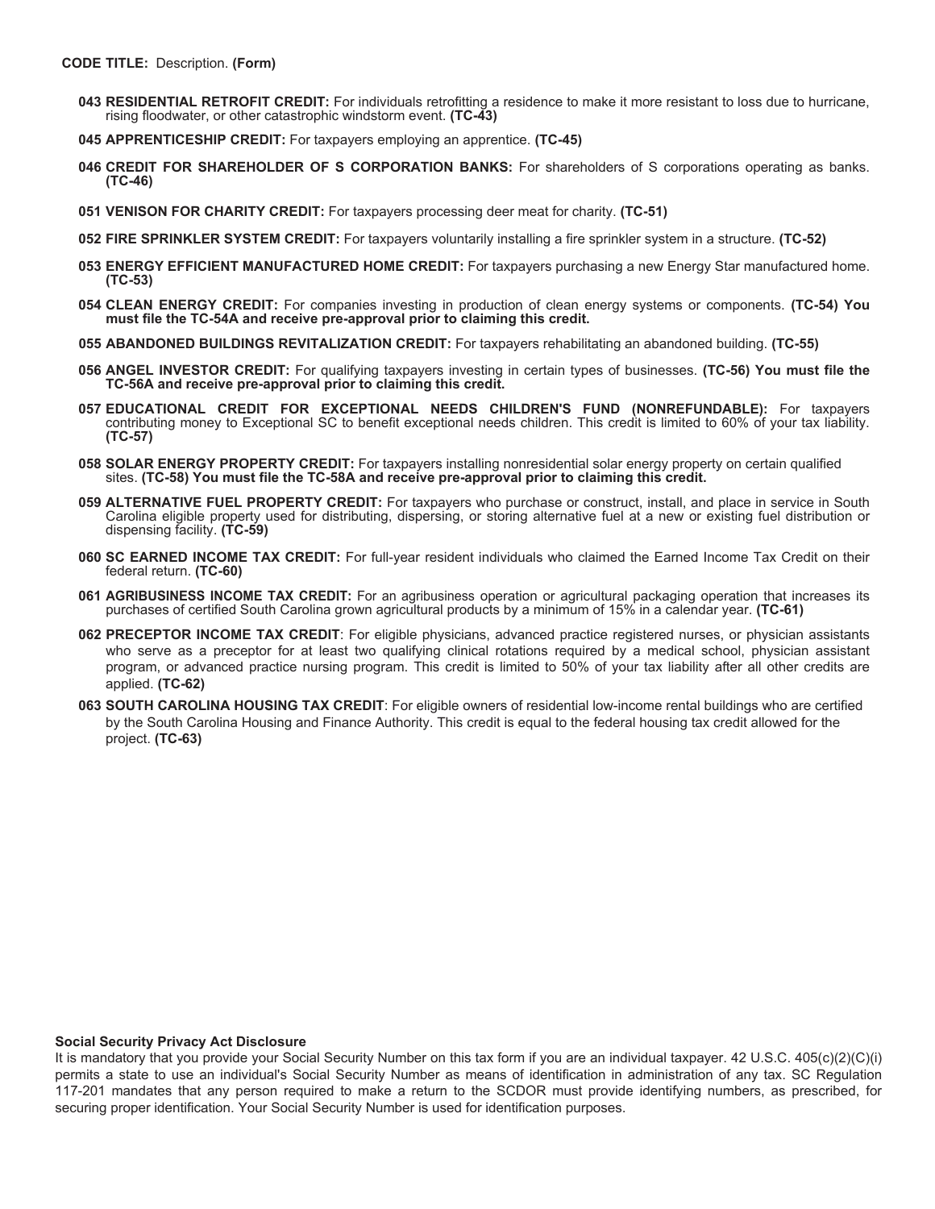**CODE TITLE:** Description. **(Form)**

**043 RESIDENTIAL RETROFIT CREDIT:** For individuals retrofitting a residence to make it more resistant to loss due to hurricane, rising floodwater, or other catastrophic windstorm event. **(TC-43)**

**045 APPRENTICESHIP CREDIT:** For taxpayers employing an apprentice. **(TC-45)**

**046 CREDIT FOR SHAREHOLDER OF S CORPORATION BANKS:** For shareholders of S corporations operating as banks. **(TC-46)**

**051 VENISON FOR CHARITY CREDIT:** For taxpayers processing deer meat for charity. **(TC-51)**

**052 FIRE SPRINKLER SYSTEM CREDIT:** For taxpayers voluntarily installing a fire sprinkler system in a structure. **(TC-52)**

**053 ENERGY EFFICIENT MANUFACTURED HOME CREDIT:** For taxpayers purchasing a new Energy Star manufactured home. **(TC-53)**

**054 CLEAN ENERGY CREDIT:** For companies investing in production of clean energy systems or components. **(TC-54) You must file the TC-54A and receive pre-approval prior to claiming this credit.**

**055 ABANDONED BUILDINGS REVITALIZATION CREDIT:** For taxpayers rehabilitating an abandoned building. **(TC-55)**

**056 ANGEL INVESTOR CREDIT:** For qualifying taxpayers investing in certain types of businesses. **(TC-56) You must file the TC-56A and receive pre-approval prior to claiming this credit.**

**057 EDUCATIONAL CREDIT FOR EXCEPTIONAL NEEDS CHILDREN'S FUND (NONREFUNDABLE):** For taxpayers contributing money to Exceptional SC to benefit exceptional needs children. This credit is limited to 60% of your tax liability. **(TC-57)**

**058 SOLAR ENERGY PROPERTY CREDIT:** For taxpayers installing nonresidential solar energy property on certain qualified sites. **(TC-58) You must file the TC-58A and receive pre-approval prior to claiming this credit.**

**059 ALTERNATIVE FUEL PROPERTY CREDIT:** For taxpayers who purchase or construct, install, and place in service in South Carolina eligible property used for distributing, dispersing, or storing alternative fuel at a new or existing fuel distribution or dispensing facility. **(TC-59)**

**060 SC EARNED INCOME TAX CREDIT:** For full-year resident individuals who claimed the Earned Income Tax Credit on their federal return. **(TC-60)**

**061 AGRIBUSINESS INCOME TAX CREDIT:** For an agribusiness operation or agricultural packaging operation that increases its purchases of certified South Carolina grown agricultural products by a minimum of 15% in a calendar year. **(TC-61)**

**062 PRECEPTOR INCOME TAX CREDIT**: For eligible physicians, advanced practice registered nurses, or physician assistants who serve as a preceptor for at least two qualifying clinical rotations required by a medical school, physician assistant program, or advanced practice nursing program. This credit is limited to 50% of your tax liability after all other credits are applied. **(TC-62)**

**063 SOUTH CAROLINA HOUSING TAX CREDIT**: For eligible owners of residential low-income rental buildings who are certified by the South Carolina Housing and Finance Authority. This credit is equal to the federal housing tax credit allowed for the project. **(TC-63)**

**Social Security Privacy Act Disclosure**

It is mandatory that you provide your Social Security Number on this tax form if you are an individual taxpayer. 42 U.S.C. 405(c)(2)(C)(i) permits a state to use an individual's Social Security Number as means of identification in administration of any tax. SC Regulation 117-201 mandates that any person required to make a return to the SCDOR must provide identifying numbers, as prescribed, for securing proper identification. Your Social Security Number is used for identification purposes.